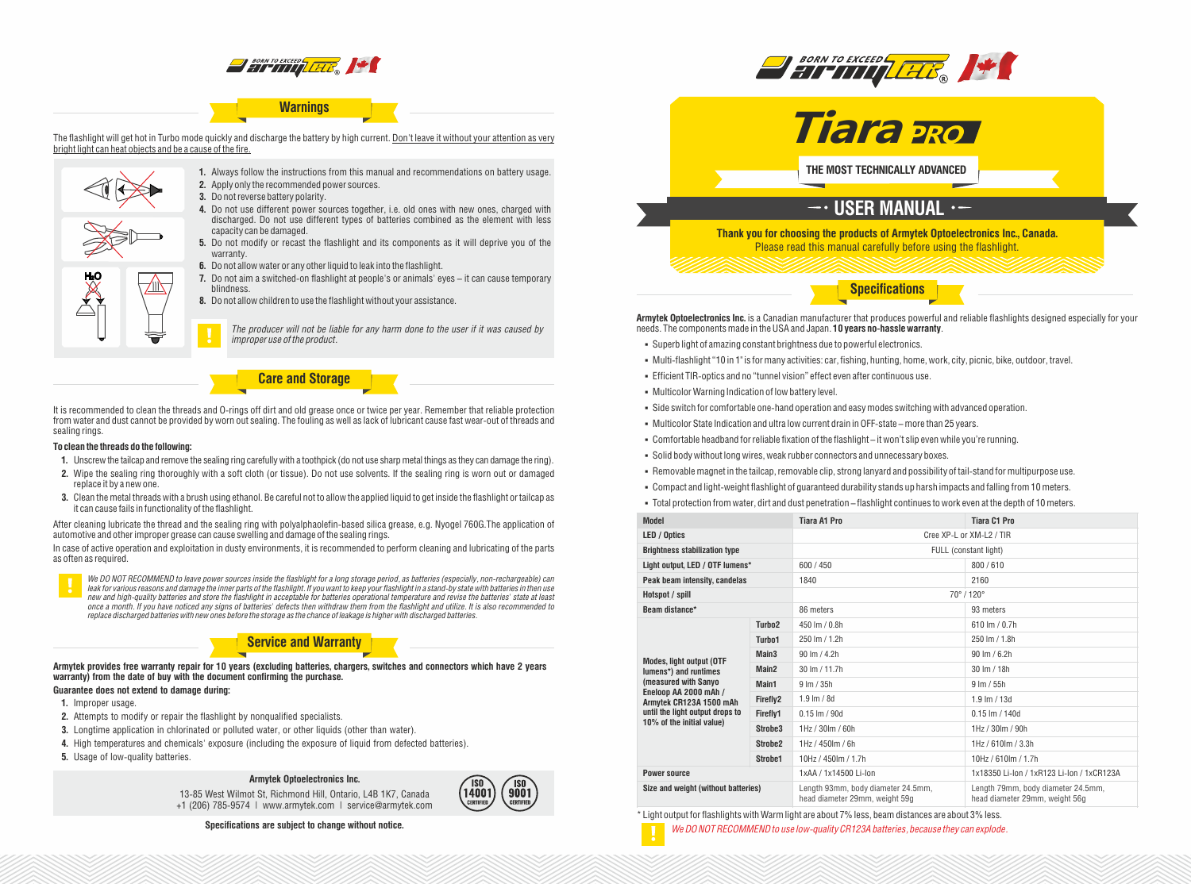## Warnings

The flashlight will get hot in Turbo mode quickly and discharge the battery by high current. Don't leave it without your attention as very bright light can heat objects and be a cause of the fire.

1. Always follow the instructions from this manual and recommendations on battery usage.
2. Apply only the recommended power sources.
3. Do not reverse battery polarity.
4. Do not use different power sources together, i.e. old ones with new ones, charged with discharged. Do not use different types of batteries combined as the element with less capacity can be damaged.
5. Do not modify or recast the flashlight and its components as it will deprive you of the warranty.
6. Do not allow water or any other liquid to leak into the flashlight.
7. Do not aim a switched-on flashlight at people's or animals' eyes – it can cause temporary blindness.
8. Do not allow children to use the flashlight without your assistance.

*The producer will not be liable for any harm done to the user if it was caused by improper use of the product.*

## Care and Storage

It is recommended to clean the threads and O-rings off dirt and old grease once or twice per year. Remember that reliable protection from water and dust cannot be provided by worn out sealing. The fouling as well as lack of lubricant cause fast wear-out of threads and sealing rings.

**To clean the threads do the following:**

1. Unscrew the tailcap and remove the sealing ring carefully with a toothpick (do not use sharp metal things as they can damage the ring).
2. Wipe the sealing ring thoroughly with a soft cloth (or tissue). Do not use solvents. If the sealing ring is worn out or damaged replace it by a new one.
3. Clean the metal threads with a brush using ethanol. Be careful not to allow the applied liquid to get inside the flashlight or tailcap as it can cause fails in functionality of the flashlight.

After cleaning lubricate the thread and the sealing ring with polyalphaolefin-based silica grease, e.g. Nyogel 760G.The application of automotive and other improper grease can cause swelling and damage of the sealing rings.

In case of active operation and exploitation in dusty environments, it is recommended to perform cleaning and lubricating of the parts as often as required.

*We DO NOT RECOMMEND to leave power sources inside the flashlight for a long storage period, as batteries (especially, non-rechargeable) can leak for various reasons and damage the inner parts of the flashlight. If you want to keep your flashlight in a stand-by state with batteries in then use new and high-quality batteries and store the flashlight in acceptable for batteries operational temperature and revise the batteries' state at least once a month. If you have noticed any signs of batteries' defects then withdraw them from the flashlight and utilize. It is also recommended to replace discharged batteries with new ones before the storage as the chance of leakage is higher with discharged batteries.*

## Service and Warranty

**Armytek provides free warranty repair for 10 years (excluding batteries, chargers, switches and connectors which have 2 years warranty) from the date of buy with the document confirming the purchase.**

**Guarantee does not extend to damage during:**

1. Improper usage.
2. Attempts to modify or repair the flashlight by nonqualified specialists.
3. Longtime application in chlorinated or polluted water, or other liquids (other than water).
4. High temperatures and chemicals' exposure (including the exposure of liquid from defected batteries).
5. Usage of low-quality batteries.

**Armytek Optoelectronics Inc.**

13-85 West Wilmot St, Richmond Hill, Ontario, L4B 1K7, Canada
+1 (206) 785-9574 | www.armytek.com | service@armytek.com

ISO 14001 CERTIFIED | ISO 9001 CERTIFIED

**Specifications are subject to change without notice.**

# Tiara PRO

**THE MOST TECHNICALLY ADVANCED**

## USER MANUAL

**Thank you for choosing the products of Armytek Optoelectronics Inc., Canada.**
Please read this manual carefully before using the flashlight.

## Specifications

**Armytek Optoelectronics Inc.** is a Canadian manufacturer that produces powerful and reliable flashlights designed especially for your needs. The components made in the USA and Japan. **10 years no-hassle warranty**.

- Superb light of amazing constant brightness due to powerful electronics.
- Multi-flashlight "10 in 1" is for many activities: car, fishing, hunting, home, work, city, picnic, bike, outdoor, travel.
- Efficient TIR-optics and no "tunnel vision" effect even after continuous use.
- Multicolor Warning Indication of low battery level.
- Side switch for comfortable one-hand operation and easy modes switching with advanced operation.
- Multicolor State Indication and ultra low current drain in OFF-state – more than 25 years.
- Comfortable headband for reliable fixation of the flashlight – it won't slip even while you're running.
- Solid body without long wires, weak rubber connectors and unnecessary boxes.
- Removable magnet in the tailcap, removable clip, strong lanyard and possibility of tail-stand for multipurpose use.
- Compact and light-weight flashlight of guaranteed durability stands up harsh impacts and falling from 10 meters.
- Total protection from water, dirt and dust penetration – flashlight continues to work even at the depth of 10 meters.

| Model | | Tiara A1 Pro | Tiara C1 Pro |
|---|---|---|---|
| LED / Optics | | Cree XP-L or XM-L2 / TIR | |
| Brightness stabilization type | | FULL (constant light) | |
| Light output, LED / OTF lumens* | | 600 / 450 | 800 / 610 |
| Peak beam intensity, candelas | | 1840 | 2160 |
| Hotspot / spill | | 70° / 120° | |
| Beam distance* | | 86 meters | 93 meters |
| Modes, light output (OTF lumens*) and runtimes (measured with Sanyo Eneloop AA 2000 mAh / Armytek CR123A 1500 mAh until the light output drops to 10% of the initial value) | Turbo2 | 450 lm / 0.8h | 610 lm / 0.7h |
| | Turbo1 | 250 lm / 1.2h | 250 lm / 1.8h |
| | Main3 | 90 lm / 4.2h | 90 lm / 6.2h |
| | Main2 | 30 lm / 11.7h | 30 lm / 18h |
| | Main1 | 9 lm / 35h | 9 lm / 55h |
| | Firefly2 | 1.9 lm / 8d | 1.9 lm / 13d |
| | Firefly1 | 0.15 lm / 90d | 0.15 lm / 140d |
| | Strobe3 | 1Hz / 30lm / 60h | 1Hz / 30lm / 90h |
| | Strobe2 | 1Hz / 450lm / 6h | 1Hz / 610lm / 3.3h |
| | Strobe1 | 10Hz / 450lm / 1.7h | 10Hz / 610lm / 1.7h |
| Power source | | 1xAA / 1x14500 Li-Ion | 1x18350 Li-Ion / 1xR123 Li-Ion / 1xCR123A |
| Size and weight (without batteries) | | Length 93mm, body diameter 24.5mm, head diameter 29mm, weight 59g | Length 79mm, body diameter 24.5mm, head diameter 29mm, weight 56g |

* Light output for flashlights with Warm light are about 7% less, beam distances are about 3% less.

*We DO NOT RECOMMEND to use low-quality CR123A batteries, because they can explode.*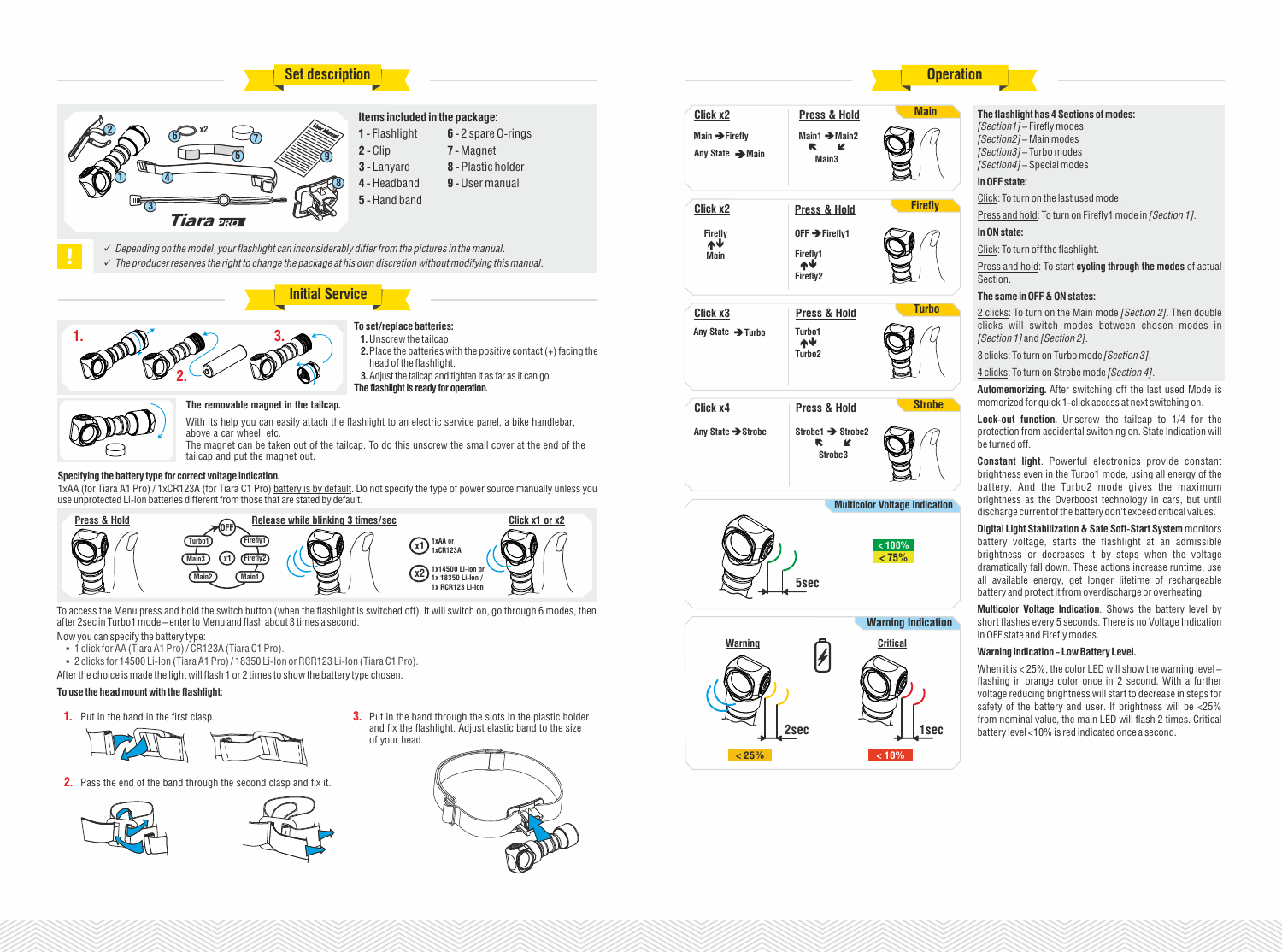## Set description

**Items included in the package:**

1 - Flashlight
2 - Clip
3 - Lanyard
4 - Headband
5 - Hand band
6 - 2 spare O-rings
7 - Magnet
8 - Plastic holder
9 - User manual

Tiara PRO

- ✓ *Depending on the model, your flashlight can inconsiderably differ from the pictures in the manual.*
- ✓ *The producer reserves the right to change the package at his own discretion without modifying this manual.*

## Initial Service

**To set/replace batteries:**

1. Unscrew the tailcap.
2. Place the batteries with the positive contact (+) facing the head of the flashlight.
3. Adjust the tailcap and tighten it as far as it can go.

**The flashlight is ready for operation.**

**The removable magnet in the tailcap.**

With its help you can easily attach the flashlight to an electric service panel, a bike handlebar, above a car wheel, etc.
The magnet can be taken out of the tailcap. To do this unscrew the small cover at the end of the tailcap and put the magnet out.

**Specifying the battery type for correct voltage indication.**

1xAA (for Tiara A1 Pro) / 1xCR123A (for Tiara C1 Pro) battery is by default. Do not specify the type of power source manually unless you use unprotected Li-Ion batteries different from those that are stated by default.

Press & Hold
OFF, Turbo1, Firefly1, Main3, x1, Firefly2, Main2, Main1
Release while blinking 3 times/sec
Click x1 or x2
x1 1xAA or 1xCR123A
x2 1x14500 Li-Ion or 1x 18350 Li-Ion / 1x RCR123 Li-Ion

To access the Menu press and hold the switch button (when the flashlight is switched off). It will switch on, go through 6 modes, then after 2sec in Turbo1 mode – enter to Menu and flash about 3 times a second.

Now you can specify the battery type:

- 1 click for AA (Tiara A1 Pro) / CR123A (Tiara C1 Pro).
- 2 clicks for 14500 Li-Ion (Tiara A1 Pro) / 18350 Li-Ion or RCR123 Li-Ion (Tiara C1 Pro).

After the choice is made the light will flash 1 or 2 times to show the battery type chosen.

**To use the head mount with the flashlight:**

1. Put in the band in the first clasp.
2. Pass the end of the band through the second clasp and fix it.
3. Put in the band through the slots in the plastic holder and fix the flashlight. Adjust elastic band to the size of your head.

## Operation

**Main**
Click x2: Main → Firefly; Any State → Main
Press & Hold: Main1 → Main2 → Main3

**Firefly**
Click x2: Firefly ↔ Main
Press & Hold: OFF → Firefly1; Firefly1 ↔ Firefly2

**Turbo**
Click x3: Any State → Turbo
Press & Hold: Turbo1 ↔ Turbo2

**Strobe**
Click x4: Any State → Strobe
Press & Hold: Strobe1 → Strobe2 → Strobe3

**Multicolor Voltage Indication**
< 100%
< 75%
5sec

**Warning Indication**
Warning: 2sec, < 25%
Critical: 1sec, < 10%

**The flashlight has 4 Sections of modes:**
*[Section1]* – Firefly modes
*[Section2]* – Main modes
*[Section3]* – Turbo modes
*[Section4]* – Special modes

**In OFF state:**

Click: To turn on the last used mode.

Press and hold: To turn on Firefly1 mode in *[Section 1]*.

**In ON state:**

Click: To turn off the flashlight.

Press and hold: To start **cycling through the modes** of actual Section.

**The same in OFF & ON states:**

2 clicks: To turn on the Main mode *[Section 2]*. Then double clicks will switch modes between chosen modes in *[Section 1]* and *[Section 2]*.

3 clicks: To turn on Turbo mode *[Section 3]*.

4 clicks: To turn on Strobe mode *[Section 4]*.

**Automemorizing.** After switching off the last used Mode is memorized for quick 1-click access at next switching on.

**Lock-out function.** Unscrew the tailcap to 1/4 for the protection from accidental switching on. State Indication will be turned off.

**Constant light**. Powerful electronics provide constant brightness even in the Turbo1 mode, using all energy of the battery. And the Turbo2 mode gives the maximum brightness as the Overboost technology in cars, but until discharge current of the battery don't exceed critical values.

**Digital Light Stabilization & Safe Soft-Start System** monitors battery voltage, starts the flashlight at an admissible brightness or decreases it by steps when the voltage dramatically fall down. These actions increase runtime, use all available energy, get longer lifetime of rechargeable battery and protect it from overdischarge or overheating.

**Multicolor Voltage Indication**. Shows the battery level by short flashes every 5 seconds. There is no Voltage Indication in OFF state and Firefly modes.

**Warning Indication – Low Battery Level.**

When it is < 25%, the color LED will show the warning level – flashing in orange color once in 2 second. With a further voltage reducing brightness will start to decrease in steps for safety of the battery and user. If brightness will be <25% from nominal value, the main LED will flash 2 times. Critical battery level <10% is red indicated once a second.